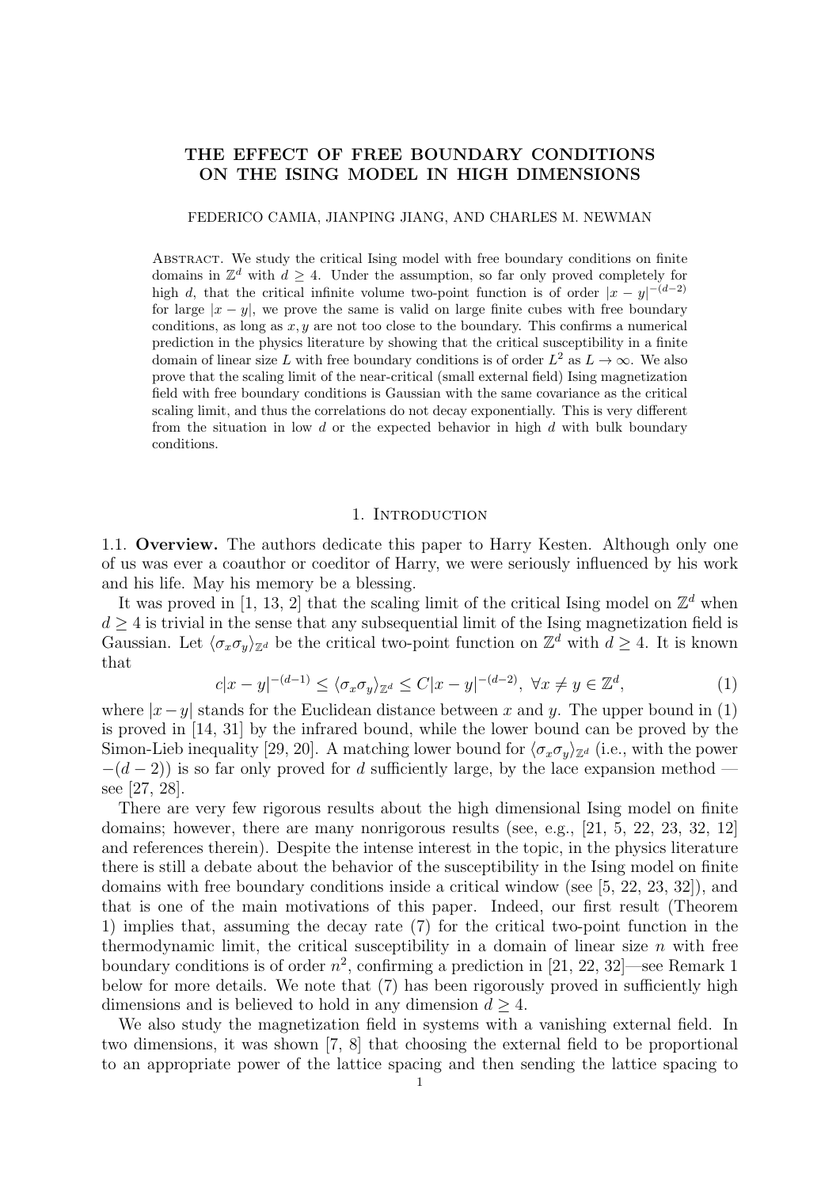# THE EFFECT OF FREE BOUNDARY CONDITIONS ON THE ISING MODEL IN HIGH DIMENSIONS

FEDERICO CAMIA, JIANPING JIANG, AND CHARLES M. NEWMAN

Abstract. We study the critical Ising model with free boundary conditions on finite domains in $\mathbb{Z}^d$ with $d \geq 4$. Under the assumption, so far only proved completely for high $d$, that the critical infinite volume two-point function is of order $|x-y|^{-(d-2)}$ for large $|x-y|$, we prove the same is valid on large finite cubes with free boundary conditions, as long as $x, y$ are not too close to the boundary. This confirms a numerical prediction in the physics literature by showing that the critical susceptibility in a finite domain of linear size $L$ with free boundary conditions is of order $L^2$ as $L \to \infty$. We also prove that the scaling limit of the near-critical (small external field) Ising magnetization field with free boundary conditions is Gaussian with the same covariance as the critical scaling limit, and thus the correlations do not decay exponentially. This is very different from the situation in low $d$ or the expected behavior in high $d$ with bulk boundary conditions.

## 1. Introduction

### 1.1. Overview.

The authors dedicate this paper to Harry Kesten. Although only one of us was ever a coauthor or coeditor of Harry, we were seriously influenced by his work and his life. May his memory be a blessing.

It was proved in [1, 13, 2] that the scaling limit of the critical Ising model on $\mathbb{Z}^d$ when $d \geq 4$ is trivial in the sense that any subsequential limit of the Ising magnetization field is Gaussian. Let $\langle \sigma_x \sigma_y \rangle_{\mathbb{Z}^d}$ be the critical two-point function on $\mathbb{Z}^d$ with $d \geq 4$. It is known that

$$c|x-y|^{-(d-1)} \leq \langle \sigma_x \sigma_y \rangle_{\mathbb{Z}^d} \leq C|x-y|^{-(d-2)}, \ \forall x \neq y \in \mathbb{Z}^d, \tag{1}$$

where $|x-y|$ stands for the Euclidean distance between $x$ and $y$. The upper bound in (1) is proved in [14, 31] by the infrared bound, while the lower bound can be proved by the Simon-Lieb inequality [29, 20]. A matching lower bound for $\langle \sigma_x \sigma_y \rangle_{\mathbb{Z}^d}$ (i.e., with the power $-(d-2)$) is so far only proved for $d$ sufficiently large, by the lace expansion method — see [27, 28].

There are very few rigorous results about the high dimensional Ising model on finite domains; however, there are many nonrigorous results (see, e.g., [21, 5, 22, 23, 32, 12] and references therein). Despite the intense interest in the topic, in the physics literature there is still a debate about the behavior of the susceptibility in the Ising model on finite domains with free boundary conditions inside a critical window (see [5, 22, 23, 32]), and that is one of the main motivations of this paper. Indeed, our first result (Theorem 1) implies that, assuming the decay rate (7) for the critical two-point function in the thermodynamic limit, the critical susceptibility in a domain of linear size $n$ with free boundary conditions is of order $n^2$, confirming a prediction in [21, 22, 32]—see Remark 1 below for more details. We note that (7) has been rigorously proved in sufficiently high dimensions and is believed to hold in any dimension $d \geq 4$.

We also study the magnetization field in systems with a vanishing external field. In two dimensions, it was shown [7, 8] that choosing the external field to be proportional to an appropriate power of the lattice spacing and then sending the lattice spacing to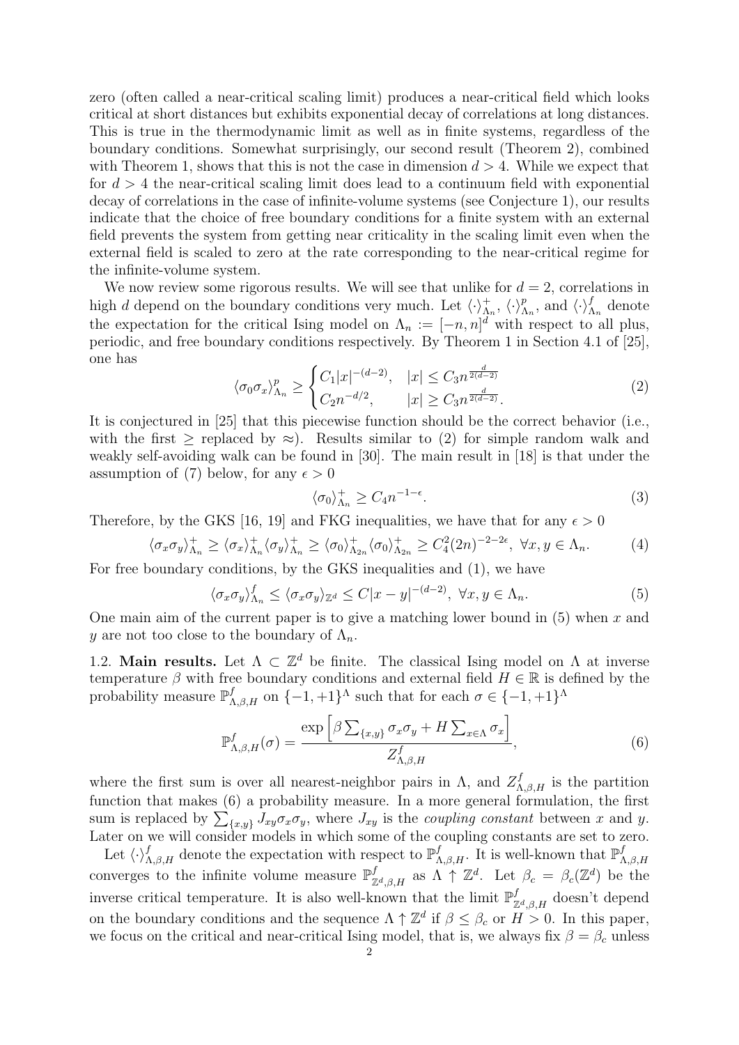zero (often called a near-critical scaling limit) produces a near-critical field which looks critical at short distances but exhibits exponential decay of correlations at long distances. This is true in the thermodynamic limit as well as in finite systems, regardless of the boundary conditions. Somewhat surprisingly, our second result (Theorem 2), combined with Theorem 1, shows that this is not the case in dimension $d > 4$. While we expect that for $d > 4$ the near-critical scaling limit does lead to a continuum field with exponential decay of correlations in the case of infinite-volume systems (see Conjecture 1), our results indicate that the choice of free boundary conditions for a finite system with an external field prevents the system from getting near criticality in the scaling limit even when the external field is scaled to zero at the rate corresponding to the near-critical regime for the infinite-volume system.

We now review some rigorous results. We will see that unlike for $d = 2$, correlations in high $d$ depend on the boundary conditions very much. Let $\langle\cdot\rangle^+_{\Lambda_n}$, $\langle\cdot\rangle^p_{\Lambda_n}$, and $\langle\cdot\rangle^f_{\Lambda_n}$ denote the expectation for the critical Ising model on $\Lambda_n := [-n, n]^d$ with respect to all plus, periodic, and free boundary conditions respectively. By Theorem 1 in Section 4.1 of [25], one has

$$\langle\sigma_0\sigma_x\rangle^p_{\Lambda_n} \geq \begin{cases} C_1|x|^{-(d-2)}, & |x| \leq C_3 n^{\frac{d}{2(d-2)}} \\ C_2 n^{-d/2}, & |x| \geq C_3 n^{\frac{d}{2(d-2)}}. \end{cases} \tag{2}$$

It is conjectured in [25] that this piecewise function should be the correct behavior (i.e., with the first $\geq$ replaced by $\approx$). Results similar to (2) for simple random walk and weakly self-avoiding walk can be found in [30]. The main result in [18] is that under the assumption of (7) below, for any $\epsilon > 0$

$$\langle\sigma_0\rangle^+_{\Lambda_n} \geq C_4 n^{-1-\epsilon}. \tag{3}$$

Therefore, by the GKS [16, 19] and FKG inequalities, we have that for any $\epsilon > 0$

$$\langle\sigma_x\sigma_y\rangle^+_{\Lambda_n} \geq \langle\sigma_x\rangle^+_{\Lambda_n}\langle\sigma_y\rangle^+_{\Lambda_n} \geq \langle\sigma_0\rangle^+_{\Lambda_{2n}}\langle\sigma_0\rangle^+_{\Lambda_{2n}} \geq C_4^2(2n)^{-2-2\epsilon},\ \forall x, y \in \Lambda_n. \tag{4}$$

For free boundary conditions, by the GKS inequalities and (1), we have

$$\langle\sigma_x\sigma_y\rangle^f_{\Lambda_n} \leq \langle\sigma_x\sigma_y\rangle_{\mathbb{Z}^d} \leq C|x-y|^{-(d-2)},\ \forall x, y \in \Lambda_n. \tag{5}$$

One main aim of the current paper is to give a matching lower bound in (5) when $x$ and $y$ are not too close to the boundary of $\Lambda_n$.

## 1.2. Main results.

Let $\Lambda \subset \mathbb{Z}^d$ be finite. The classical Ising model on $\Lambda$ at inverse temperature $\beta$ with free boundary conditions and external field $H \in \mathbb{R}$ is defined by the probability measure $\mathbb{P}^f_{\Lambda,\beta,H}$ on $\{-1,+1\}^\Lambda$ such that for each $\sigma \in \{-1,+1\}^\Lambda$

$$\mathbb{P}^f_{\Lambda,\beta,H}(\sigma) = \frac{\exp\left[\beta\sum_{\{x,y\}}\sigma_x\sigma_y + H\sum_{x\in\Lambda}\sigma_x\right]}{Z^f_{\Lambda,\beta,H}}, \tag{6}$$

where the first sum is over all nearest-neighbor pairs in $\Lambda$, and $Z^f_{\Lambda,\beta,H}$ is the partition function that makes (6) a probability measure. In a more general formulation, the first sum is replaced by $\sum_{\{x,y\}} J_{xy}\sigma_x\sigma_y$, where $J_{xy}$ is the *coupling constant* between $x$ and $y$. Later on we will consider models in which some of the coupling constants are set to zero.

Let $\langle\cdot\rangle^f_{\Lambda,\beta,H}$ denote the expectation with respect to $\mathbb{P}^f_{\Lambda,\beta,H}$. It is well-known that $\mathbb{P}^f_{\Lambda,\beta,H}$ converges to the infinite volume measure $\mathbb{P}^f_{\mathbb{Z}^d,\beta,H}$ as $\Lambda \uparrow \mathbb{Z}^d$. Let $\beta_c = \beta_c(\mathbb{Z}^d)$ be the inverse critical temperature. It is also well-known that the limit $\mathbb{P}^f_{\mathbb{Z}^d,\beta,H}$ doesn't depend on the boundary conditions and the sequence $\Lambda \uparrow \mathbb{Z}^d$ if $\beta \leq \beta_c$ or $H > 0$. In this paper, we focus on the critical and near-critical Ising model, that is, we always fix $\beta = \beta_c$ unless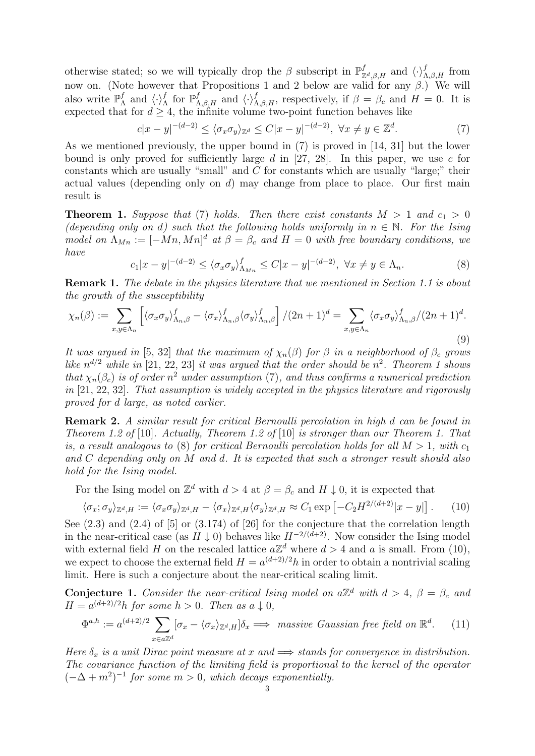otherwise stated; so we will typically drop the $\beta$ subscript in $\mathbb{P}^f_{\mathbb{Z}^d,\beta,H}$ and $\langle\cdot\rangle^f_{\Lambda,\beta,H}$ from now on. (Note however that Propositions 1 and 2 below are valid for any $\beta$.) We will also write $\mathbb{P}^f_\Lambda$ and $\langle\cdot\rangle^f_\Lambda$ for $\mathbb{P}^f_{\Lambda,\beta,H}$ and $\langle\cdot\rangle^f_{\Lambda,\beta,H}$, respectively, if $\beta = \beta_c$ and $H = 0$. It is expected that for $d \geq 4$, the infinite volume two-point function behaves like

$$c|x-y|^{-(d-2)} \leq \langle\sigma_x\sigma_y\rangle_{\mathbb{Z}^d} \leq C|x-y|^{-(d-2)}, \ \forall x \neq y \in \mathbb{Z}^d. \tag{7}$$

As we mentioned previously, the upper bound in (7) is proved in [14, 31] but the lower bound is only proved for sufficiently large $d$ in [27, 28]. In this paper, we use $c$ for constants which are usually "small" and $C$ for constants which are usually "large;" their actual values (depending only on $d$) may change from place to place. Our first main result is

**Theorem 1.** *Suppose that* (7) *holds. Then there exist constants $M > 1$ and $c_1 > 0$ (depending only on $d$) such that the following holds uniformly in $n \in \mathbb{N}$. For the Ising model on $\Lambda_{Mn} := [-Mn, Mn]^d$ at $\beta = \beta_c$ and $H = 0$ with free boundary conditions, we have*

$$c_1|x-y|^{-(d-2)} \leq \langle\sigma_x\sigma_y\rangle^f_{\Lambda_{Mn}} \leq C|x-y|^{-(d-2)}, \ \forall x \neq y \in \Lambda_n. \tag{8}$$

**Remark 1.** *The debate in the physics literature that we mentioned in Section 1.1 is about the growth of the susceptibility*

$$\chi_n(\beta) := \sum_{x,y\in\Lambda_n}\left[\langle\sigma_x\sigma_y\rangle^f_{\Lambda_n,\beta} - \langle\sigma_x\rangle^f_{\Lambda_n,\beta}\langle\sigma_y\rangle^f_{\Lambda_n,\beta}\right]/(2n+1)^d = \sum_{x,y\in\Lambda_n}\langle\sigma_x\sigma_y\rangle^f_{\Lambda_n,\beta}/(2n+1)^d. \tag{9}$$

*It was argued in [5, 32] that the maximum of $\chi_n(\beta)$ for $\beta$ in a neighborhood of $\beta_c$ grows like $n^{d/2}$ while in [21, 22, 23] it was argued that the order should be $n^2$. Theorem 1 shows that $\chi_n(\beta_c)$ is of order $n^2$ under assumption* (7)*, and thus confirms a numerical prediction in [21, 22, 32]. That assumption is widely accepted in the physics literature and rigorously proved for $d$ large, as noted earlier.*

**Remark 2.** *A similar result for critical Bernoulli percolation in high $d$ can be found in Theorem 1.2 of [10]. Actually, Theorem 1.2 of [10] is stronger than our Theorem 1. That is, a result analogous to* (8) *for critical Bernoulli percolation holds for all $M > 1$, with $c_1$ and $C$ depending only on $M$ and $d$. It is expected that such a stronger result should also hold for the Ising model.*

For the Ising model on $\mathbb{Z}^d$ with $d > 4$ at $\beta = \beta_c$ and $H \downarrow 0$, it is expected that

$$\langle\sigma_x;\sigma_y\rangle_{\mathbb{Z}^d,H} := \langle\sigma_x\sigma_y\rangle_{\mathbb{Z}^d,H} - \langle\sigma_x\rangle_{\mathbb{Z}^d,H}\langle\sigma_y\rangle_{\mathbb{Z}^d,H} \approx C_1\exp\left[-C_2H^{2/(d+2)}|x-y|\right]. \tag{10}$$

See (2.3) and (2.4) of [5] or (3.174) of [26] for the conjecture that the correlation length in the near-critical case (as $H \downarrow 0$) behaves like $H^{-2/(d+2)}$. Now consider the Ising model with external field $H$ on the rescaled lattice $a\mathbb{Z}^d$ where $d > 4$ and $a$ is small. From (10), we expect to choose the external field $H = a^{(d+2)/2}h$ in order to obtain a nontrivial scaling limit. Here is such a conjecture about the near-critical scaling limit.

**Conjecture 1.** *Consider the near-critical Ising model on $a\mathbb{Z}^d$ with $d > 4$, $\beta = \beta_c$ and $H = a^{(d+2)/2}h$ for some $h > 0$. Then as $a \downarrow 0$,*

$$\Phi^{a,h} := a^{(d+2)/2}\sum_{x\in a\mathbb{Z}^d}[\sigma_x - \langle\sigma_x\rangle_{\mathbb{Z}^d,H}]\delta_x \Longrightarrow \text{ massive Gaussian free field on } \mathbb{R}^d. \tag{11}$$

*Here $\delta_x$ is a unit Dirac point measure at $x$ and $\Longrightarrow$ stands for convergence in distribution. The covariance function of the limiting field is proportional to the kernel of the operator $(-\Delta + m^2)^{-1}$ for some $m > 0$, which decays exponentially.*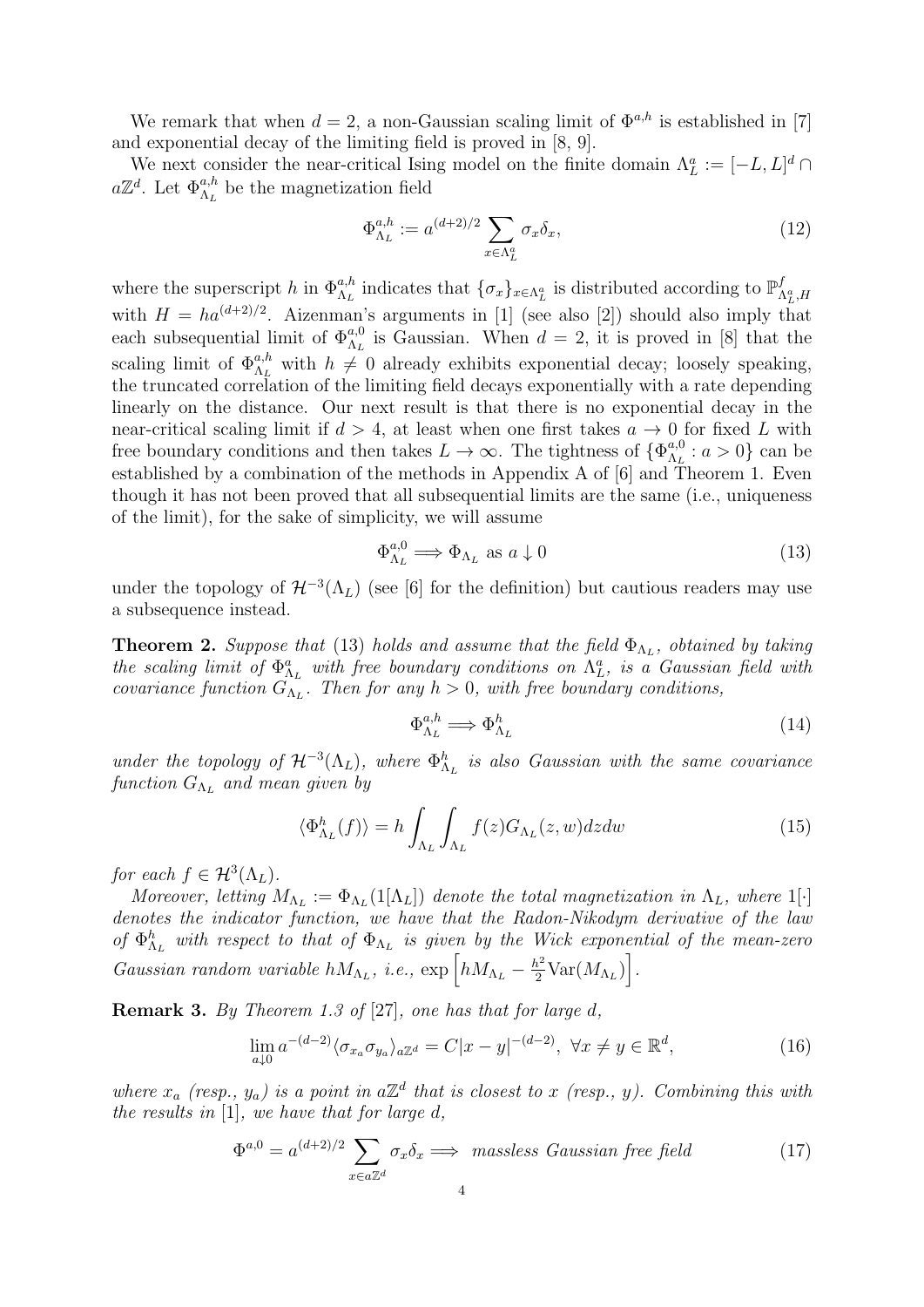We remark that when $d = 2$, a non-Gaussian scaling limit of $\Phi^{a,h}$ is established in [7] and exponential decay of the limiting field is proved in [8, 9].

We next consider the near-critical Ising model on the finite domain $\Lambda_L^a := [-L, L]^d \cap a\mathbb{Z}^d$. Let $\Phi_{\Lambda_L}^{a,h}$ be the magnetization field

$$\Phi_{\Lambda_L}^{a,h} := a^{(d+2)/2} \sum_{x \in \Lambda_L^a} \sigma_x \delta_x, \tag{12}$$

where the superscript $h$ in $\Phi_{\Lambda_L}^{a,h}$ indicates that $\{\sigma_x\}_{x\in\Lambda_L^a}$ is distributed according to $\mathbb{P}^f_{\Lambda_L^a,H}$ with $H = ha^{(d+2)/2}$. Aizenman's arguments in [1] (see also [2]) should also imply that each subsequential limit of $\Phi_{\Lambda_L}^{a,0}$ is Gaussian. When $d = 2$, it is proved in [8] that the scaling limit of $\Phi_{\Lambda_L}^{a,h}$ with $h \neq 0$ already exhibits exponential decay; loosely speaking, the truncated correlation of the limiting field decays exponentially with a rate depending linearly on the distance. Our next result is that there is no exponential decay in the near-critical scaling limit if $d > 4$, at least when one first takes $a \to 0$ for fixed $L$ with free boundary conditions and then takes $L \to \infty$. The tightness of $\{\Phi_{\Lambda_L}^{a,0} : a > 0\}$ can be established by a combination of the methods in Appendix A of [6] and Theorem 1. Even though it has not been proved that all subsequential limits are the same (i.e., uniqueness of the limit), for the sake of simplicity, we will assume

$$\Phi_{\Lambda_L}^{a,0} \Longrightarrow \Phi_{\Lambda_L} \text{ as } a \downarrow 0 \tag{13}$$

under the topology of $\mathcal{H}^{-3}(\Lambda_L)$ (see [6] for the definition) but cautious readers may use a subsequence instead.

**Theorem 2.** *Suppose that* (13) *holds and assume that the field $\Phi_{\Lambda_L}$, obtained by taking the scaling limit of $\Phi_{\Lambda_L}^a$ with free boundary conditions on $\Lambda_L^a$, is a Gaussian field with covariance function $G_{\Lambda_L}$. Then for any $h > 0$, with free boundary conditions,*

$$\Phi_{\Lambda_L}^{a,h} \Longrightarrow \Phi_{\Lambda_L}^h \tag{14}$$

*under the topology of $\mathcal{H}^{-3}(\Lambda_L)$, where $\Phi_{\Lambda_L}^h$ is also Gaussian with the same covariance function $G_{\Lambda_L}$ and mean given by*

$$\langle \Phi_{\Lambda_L}^h(f) \rangle = h \int_{\Lambda_L} \int_{\Lambda_L} f(z) G_{\Lambda_L}(z, w) dz dw \tag{15}$$

*for each $f \in \mathcal{H}^3(\Lambda_L)$.*

*Moreover, letting $M_{\Lambda_L} := \Phi_{\Lambda_L}(1[\Lambda_L])$ denote the total magnetization in $\Lambda_L$, where $1[\cdot]$ denotes the indicator function, we have that the Radon-Nikodym derivative of the law of $\Phi_{\Lambda_L}^h$ with respect to that of $\Phi_{\Lambda_L}$ is given by the Wick exponential of the mean-zero Gaussian random variable $hM_{\Lambda_L}$, i.e.,* $\exp\left[hM_{\Lambda_L} - \frac{h^2}{2}\mathrm{Var}(M_{\Lambda_L})\right]$.

**Remark 3.** *By Theorem 1.3 of* [27]*, one has that for large $d$,*

$$\lim_{a\downarrow 0} a^{-(d-2)} \langle \sigma_{x_a}\sigma_{y_a}\rangle_{a\mathbb{Z}^d} = C|x - y|^{-(d-2)}, \ \forall x \neq y \in \mathbb{R}^d, \tag{16}$$

*where $x_a$ (resp., $y_a$) is a point in $a\mathbb{Z}^d$ that is closest to $x$ (resp., $y$). Combining this with the results in* [1]*, we have that for large $d$,*

$$\Phi^{a,0} = a^{(d+2)/2} \sum_{x\in a\mathbb{Z}^d} \sigma_x \delta_x \Longrightarrow \text{ massless Gaussian free field} \tag{17}$$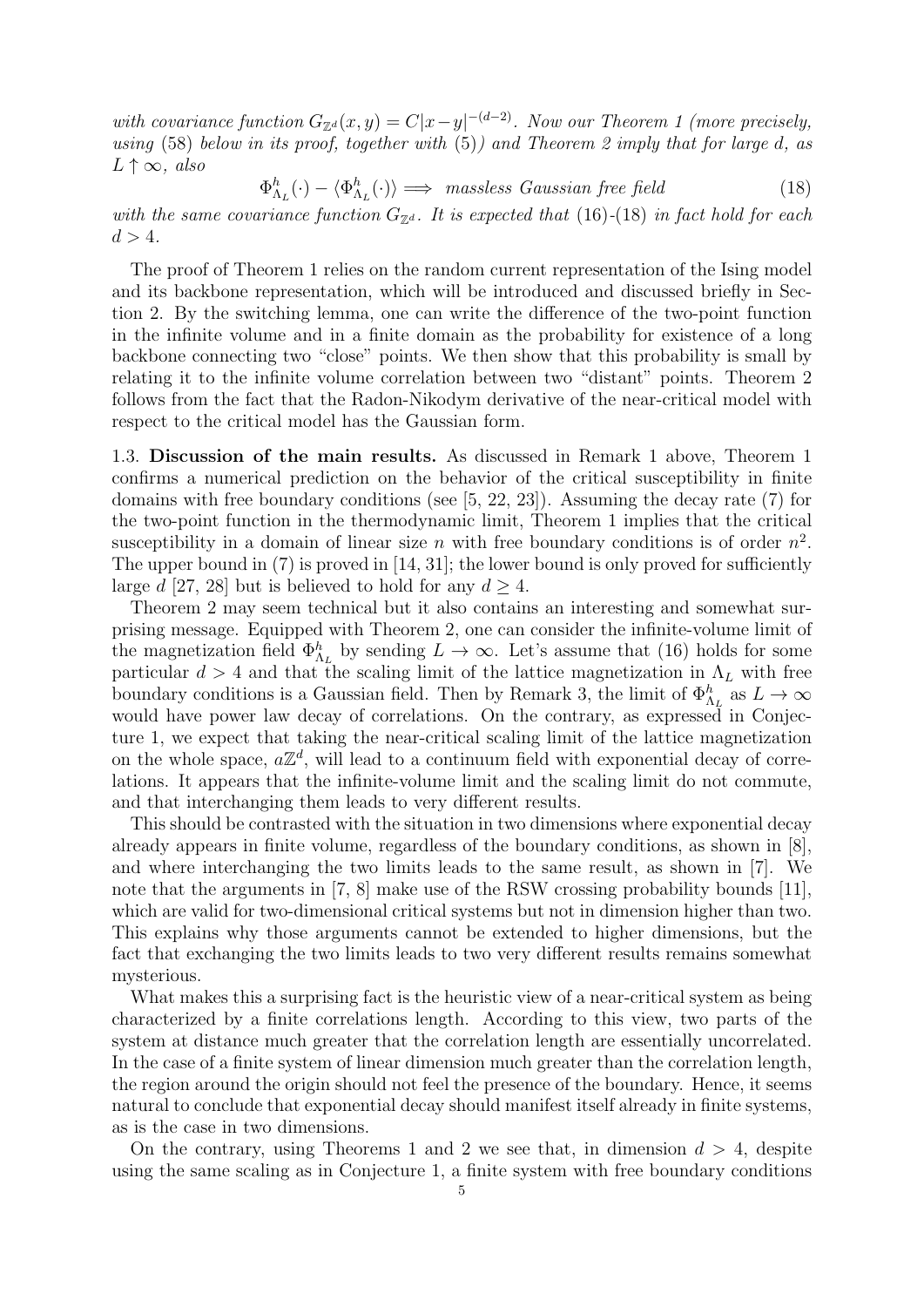*with covariance function $G_{\mathbb{Z}^d}(x,y) = C|x-y|^{-(d-2)}$. Now our Theorem 1 (more precisely, using* (58) *below in its proof, together with* (5)*) and Theorem 2 imply that for large $d$, as $L \uparrow \infty$, also*

$$\Phi^h_{\Lambda_L}(\cdot) - \langle \Phi^h_{\Lambda_L}(\cdot) \rangle \Longrightarrow \text{ massless Gaussian free field} \tag{18}$$

*with the same covariance function $G_{\mathbb{Z}^d}$. It is expected that* (16)*-*(18) *in fact hold for each $d > 4$.*

The proof of Theorem 1 relies on the random current representation of the Ising model and its backbone representation, which will be introduced and discussed briefly in Section 2. By the switching lemma, one can write the difference of the two-point function in the infinite volume and in a finite domain as the probability for existence of a long backbone connecting two "close" points. We then show that this probability is small by relating it to the infinite volume correlation between two "distant" points. Theorem 2 follows from the fact that the Radon-Nikodym derivative of the near-critical model with respect to the critical model has the Gaussian form.

1.3. **Discussion of the main results.** As discussed in Remark 1 above, Theorem 1 confirms a numerical prediction on the behavior of the critical susceptibility in finite domains with free boundary conditions (see [5, 22, 23]). Assuming the decay rate (7) for the two-point function in the thermodynamic limit, Theorem 1 implies that the critical susceptibility in a domain of linear size $n$ with free boundary conditions is of order $n^2$. The upper bound in (7) is proved in [14, 31]; the lower bound is only proved for sufficiently large $d$ [27, 28] but is believed to hold for any $d \geq 4$.

Theorem 2 may seem technical but it also contains an interesting and somewhat surprising message. Equipped with Theorem 2, one can consider the infinite-volume limit of the magnetization field $\Phi^h_{\Lambda_L}$ by sending $L \to \infty$. Let's assume that (16) holds for some particular $d > 4$ and that the scaling limit of the lattice magnetization in $\Lambda_L$ with free boundary conditions is a Gaussian field. Then by Remark 3, the limit of $\Phi^h_{\Lambda_L}$ as $L \to \infty$ would have power law decay of correlations. On the contrary, as expressed in Conjecture 1, we expect that taking the near-critical scaling limit of the lattice magnetization on the whole space, $a\mathbb{Z}^d$, will lead to a continuum field with exponential decay of correlations. It appears that the infinite-volume limit and the scaling limit do not commute, and that interchanging them leads to very different results.

This should be contrasted with the situation in two dimensions where exponential decay already appears in finite volume, regardless of the boundary conditions, as shown in [8], and where interchanging the two limits leads to the same result, as shown in [7]. We note that the arguments in [7, 8] make use of the RSW crossing probability bounds [11], which are valid for two-dimensional critical systems but not in dimension higher than two. This explains why those arguments cannot be extended to higher dimensions, but the fact that exchanging the two limits leads to two very different results remains somewhat mysterious.

What makes this a surprising fact is the heuristic view of a near-critical system as being characterized by a finite correlations length. According to this view, two parts of the system at distance much greater that the correlation length are essentially uncorrelated. In the case of a finite system of linear dimension much greater than the correlation length, the region around the origin should not feel the presence of the boundary. Hence, it seems natural to conclude that exponential decay should manifest itself already in finite systems, as is the case in two dimensions.

On the contrary, using Theorems 1 and 2 we see that, in dimension $d > 4$, despite using the same scaling as in Conjecture 1, a finite system with free boundary conditions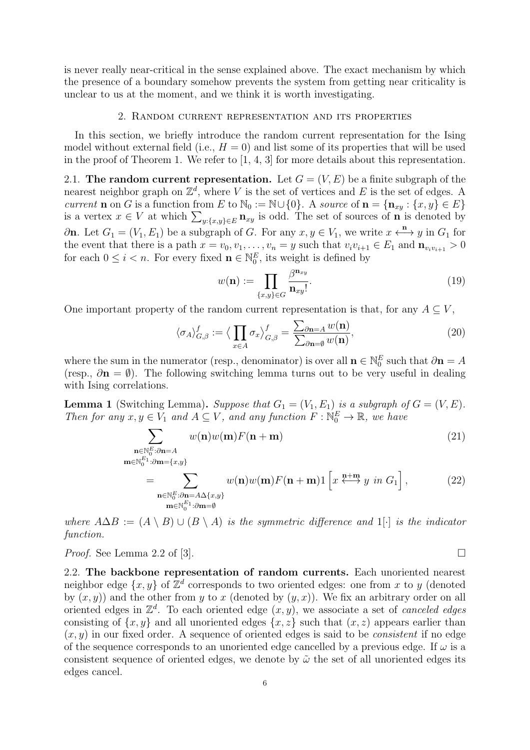is never really near-critical in the sense explained above. The exact mechanism by which the presence of a boundary somehow prevents the system from getting near criticality is unclear to us at the moment, and we think it is worth investigating.

## 2. Random current representation and its properties

In this section, we briefly introduce the random current representation for the Ising model without external field (i.e., $H = 0$) and list some of its properties that will be used in the proof of Theorem 1. We refer to [1, 4, 3] for more details about this representation.

**2.1. The random current representation.** Let $G = (V, E)$ be a finite subgraph of the nearest neighbor graph on $\mathbb{Z}^d$, where $V$ is the set of vertices and $E$ is the set of edges. A *current* $\mathbf{n}$ on $G$ is a function from $E$ to $\mathbb{N}_0 := \mathbb{N} \cup \{0\}$. A *source* of $\mathbf{n} = \{\mathbf{n}_{xy} : \{x,y\} \in E\}$ is a vertex $x \in V$ at which $\sum_{y:\{x,y\}\in E} \mathbf{n}_{xy}$ is odd. The set of sources of $\mathbf{n}$ is denoted by $\partial\mathbf{n}$. Let $G_1 = (V_1, E_1)$ be a subgraph of $G$. For any $x, y \in V_1$, we write $x \overset{\mathbf{n}}{\longleftrightarrow} y$ in $G_1$ for the event that there is a path $x = v_0, v_1, \ldots, v_n = y$ such that $v_i v_{i+1} \in E_1$ and $\mathbf{n}_{v_i v_{i+1}} > 0$ for each $0 \leq i < n$. For every fixed $\mathbf{n} \in \mathbb{N}_0^E$, its weight is defined by

$$w(\mathbf{n}) := \prod_{\{x,y\}\in G} \frac{\beta^{\mathbf{n}_{xy}}}{\mathbf{n}_{xy}!}. \tag{19}$$

One important property of the random current representation is that, for any $A \subseteq V$,

$$\langle \sigma_A \rangle^f_{G,\beta} := \Big\langle \prod_{x\in A} \sigma_x \Big\rangle^f_{G,\beta} = \frac{\sum_{\partial\mathbf{n}=A} w(\mathbf{n})}{\sum_{\partial\mathbf{n}=\emptyset} w(\mathbf{n})}, \tag{20}$$

where the sum in the numerator (resp., denominator) is over all $\mathbf{n} \in \mathbb{N}_0^E$ such that $\partial\mathbf{n} = A$ (resp., $\partial\mathbf{n} = \emptyset$). The following switching lemma turns out to be very useful in dealing with Ising correlations.

**Lemma 1** (Switching Lemma). *Suppose that $G_1 = (V_1, E_1)$ is a subgraph of $G = (V, E)$. Then for any $x, y \in V_1$ and $A \subseteq V$, and any function $F : \mathbb{N}_0^E \to \mathbb{R}$, we have*

$$\sum_{\substack{\mathbf{n}\in\mathbb{N}_0^E:\partial\mathbf{n}=A \\ \mathbf{m}\in\mathbb{N}_0^{E_1}:\partial\mathbf{m}=\{x,y\}}} w(\mathbf{n})w(\mathbf{m})F(\mathbf{n}+\mathbf{m}) \tag{21}$$

$$= \sum_{\substack{\mathbf{n}\in\mathbb{N}_0^E:\partial\mathbf{n}=A\Delta\{x,y\} \\ \mathbf{m}\in\mathbb{N}_0^{E_1}:\partial\mathbf{m}=\emptyset}} w(\mathbf{n})w(\mathbf{m})F(\mathbf{n}+\mathbf{m})1\left[x \overset{\mathbf{n}+\mathbf{m}}{\longleftrightarrow} y \text{ in } G_1\right], \tag{22}$$

*where $A\Delta B := (A \setminus B) \cup (B \setminus A)$ is the symmetric difference and $1[\cdot]$ is the indicator function.*

*Proof.* See Lemma 2.2 of [3]. □

**2.2. The backbone representation of random currents.** Each unoriented nearest neighbor edge $\{x,y\}$ of $\mathbb{Z}^d$ corresponds to two oriented edges: one from $x$ to $y$ (denoted by $(x,y)$) and the other from $y$ to $x$ (denoted by $(y,x)$). We fix an arbitrary order on all oriented edges in $\mathbb{Z}^d$. To each oriented edge $(x,y)$, we associate a set of *canceled edges* consisting of $\{x,y\}$ and all unoriented edges $\{x,z\}$ such that $(x,z)$ appears earlier than $(x,y)$ in our fixed order. A sequence of oriented edges is said to be *consistent* if no edge of the sequence corresponds to an unoriented edge cancelled by a previous edge. If $\omega$ is a consistent sequence of oriented edges, we denote by $\tilde{\omega}$ the set of all unoriented edges its edges cancel.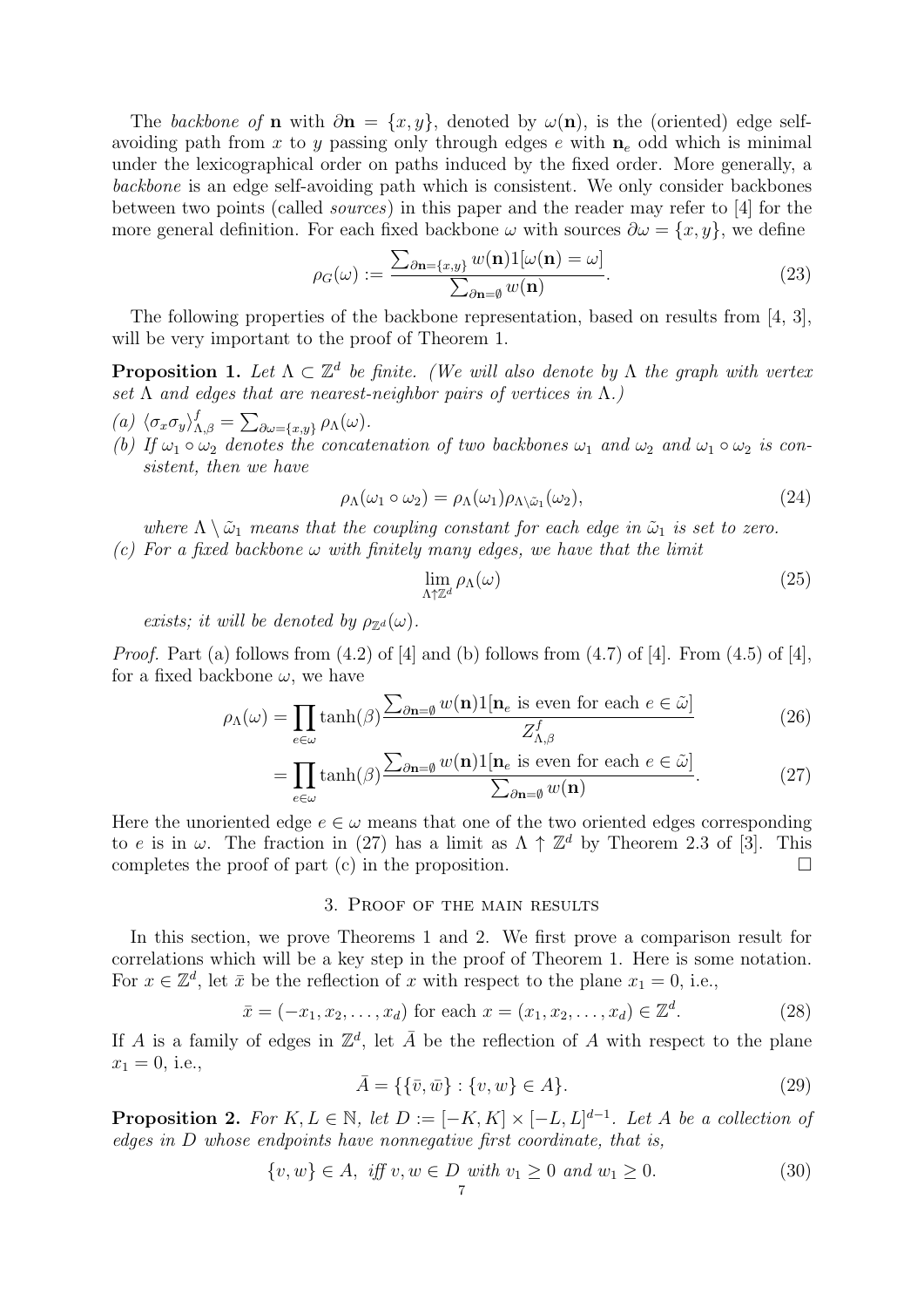The *backbone of* $\mathbf{n}$ with $\partial\mathbf{n} = \{x, y\}$, denoted by $\omega(\mathbf{n})$, is the (oriented) edge self-avoiding path from $x$ to $y$ passing only through edges $e$ with $\mathbf{n}_e$ odd which is minimal under the lexicographical order on paths induced by the fixed order. More generally, a *backbone* is an edge self-avoiding path which is consistent. We only consider backbones between two points (called *sources*) in this paper and the reader may refer to [4] for the more general definition. For each fixed backbone $\omega$ with sources $\partial\omega = \{x, y\}$, we define

$$\rho_G(\omega) := \frac{\sum_{\partial\mathbf{n}=\{x,y\}} w(\mathbf{n}) 1[\omega(\mathbf{n}) = \omega]}{\sum_{\partial\mathbf{n}=\emptyset} w(\mathbf{n})}. \tag{23}$$

The following properties of the backbone representation, based on results from [4, 3], will be very important to the proof of Theorem 1.

**Proposition 1.** *Let $\Lambda \subset \mathbb{Z}^d$ be finite. (We will also denote by $\Lambda$ the graph with vertex set $\Lambda$ and edges that are nearest-neighbor pairs of vertices in $\Lambda$.)*

*(a)* $\langle \sigma_x \sigma_y \rangle^f_{\Lambda,\beta} = \sum_{\partial\omega=\{x,y\}} \rho_\Lambda(\omega)$.

*(b) If $\omega_1 \circ \omega_2$ denotes the concatenation of two backbones $\omega_1$ and $\omega_2$ and $\omega_1 \circ \omega_2$ is consistent, then we have*

$$\rho_\Lambda(\omega_1 \circ \omega_2) = \rho_\Lambda(\omega_1)\rho_{\Lambda\setminus\tilde{\omega}_1}(\omega_2), \tag{24}$$

*where $\Lambda \setminus \tilde{\omega}_1$ means that the coupling constant for each edge in $\tilde{\omega}_1$ is set to zero.*

*(c) For a fixed backbone $\omega$ with finitely many edges, we have that the limit*

$$\lim_{\Lambda\uparrow\mathbb{Z}^d} \rho_\Lambda(\omega) \tag{25}$$

*exists; it will be denoted by $\rho_{\mathbb{Z}^d}(\omega)$.*

*Proof.* Part (a) follows from (4.2) of [4] and (b) follows from (4.7) of [4]. From (4.5) of [4], for a fixed backbone $\omega$, we have

$$\rho_\Lambda(\omega) = \prod_{e\in\omega} \tanh(\beta) \frac{\sum_{\partial\mathbf{n}=\emptyset} w(\mathbf{n}) 1[\mathbf{n}_e \text{ is even for each } e \in \tilde{\omega}]}{Z^f_{\Lambda,\beta}} \tag{26}$$

$$= \prod_{e\in\omega} \tanh(\beta) \frac{\sum_{\partial\mathbf{n}=\emptyset} w(\mathbf{n}) 1[\mathbf{n}_e \text{ is even for each } e \in \tilde{\omega}]}{\sum_{\partial\mathbf{n}=\emptyset} w(\mathbf{n})}. \tag{27}$$

Here the unoriented edge $e \in \omega$ means that one of the two oriented edges corresponding to $e$ is in $\omega$. The fraction in (27) has a limit as $\Lambda \uparrow \mathbb{Z}^d$ by Theorem 2.3 of [3]. This completes the proof of part (c) in the proposition. $\square$

## 3. Proof of the main results

In this section, we prove Theorems 1 and 2. We first prove a comparison result for correlations which will be a key step in the proof of Theorem 1. Here is some notation. For $x \in \mathbb{Z}^d$, let $\bar{x}$ be the reflection of $x$ with respect to the plane $x_1 = 0$, i.e.,

$$\bar{x} = (-x_1, x_2, \ldots, x_d) \text{ for each } x = (x_1, x_2, \ldots, x_d) \in \mathbb{Z}^d. \tag{28}$$

If $A$ is a family of edges in $\mathbb{Z}^d$, let $\bar{A}$ be the reflection of $A$ with respect to the plane $x_1 = 0$, i.e.,

$$\bar{A} = \{\{\bar{v}, \bar{w}\} : \{v, w\} \in A\}. \tag{29}$$

**Proposition 2.** *For $K, L \in \mathbb{N}$, let $D := [-K, K] \times [-L, L]^{d-1}$. Let $A$ be a collection of edges in $D$ whose endpoints have nonnegative first coordinate, that is,*

$$\{v, w\} \in A, \text{ iff } v, w \in D \text{ with } v_1 \geq 0 \text{ and } w_1 \geq 0. \tag{30}$$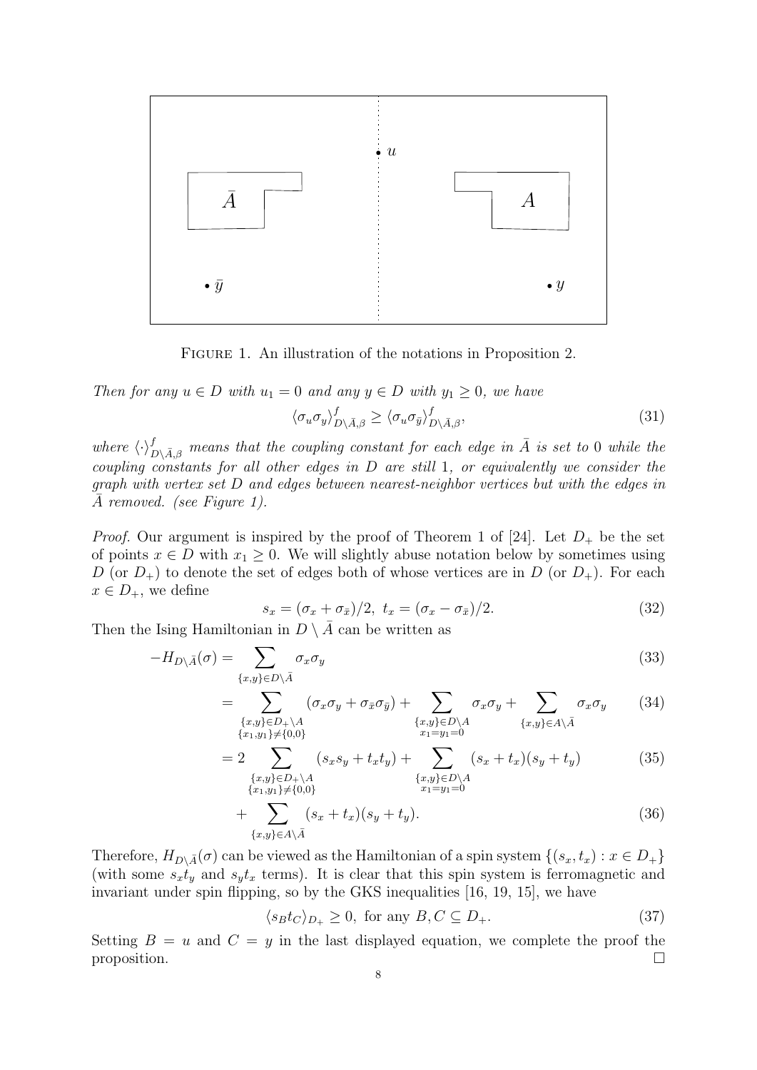FIGURE 1. An illustration of the notations in Proposition 2.

*Then for any $u \in D$ with $u_1 = 0$ and any $y \in D$ with $y_1 \geq 0$, we have*

$$\langle \sigma_u \sigma_y \rangle^f_{D\setminus\bar{A},\beta} \geq \langle \sigma_u \sigma_{\bar{y}} \rangle^f_{D\setminus\bar{A},\beta}, \tag{31}$$

*where $\langle \cdot \rangle^f_{D\setminus\bar{A},\beta}$ means that the coupling constant for each edge in $\bar{A}$ is set to 0 while the coupling constants for all other edges in $D$ are still 1, or equivalently we consider the graph with vertex set $D$ and edges between nearest-neighbor vertices but with the edges in $\bar{A}$ removed. (see Figure 1).*

*Proof.* Our argument is inspired by the proof of Theorem 1 of [24]. Let $D_+$ be the set of points $x \in D$ with $x_1 \geq 0$. We will slightly abuse notation below by sometimes using $D$ (or $D_+$) to denote the set of edges both of whose vertices are in $D$ (or $D_+$). For each $x \in D_+$, we define

$$s_x = (\sigma_x + \sigma_{\bar{x}})/2, \ t_x = (\sigma_x - \sigma_{\bar{x}})/2. \tag{32}$$

Then the Ising Hamiltonian in $D \setminus \bar{A}$ can be written as

$$-H_{D\setminus\bar{A}}(\sigma) = \sum_{\{x,y\}\in D\setminus\bar{A}} \sigma_x \sigma_y \tag{33}$$

$$= \sum_{\substack{\{x,y\}\in D_+\setminus A \\ \{x_1,y_1\}\neq\{0,0\}}} (\sigma_x\sigma_y + \sigma_{\bar{x}}\sigma_{\bar{y}}) + \sum_{\substack{\{x,y\}\in D\setminus A \\ x_1=y_1=0}} \sigma_x\sigma_y + \sum_{\{x,y\}\in A\setminus\bar{A}} \sigma_x\sigma_y \tag{34}$$

$$= 2 \sum_{\substack{\{x,y\}\in D_+\setminus A \\ \{x_1,y_1\}\neq\{0,0\}}} (s_x s_y + t_x t_y) + \sum_{\substack{\{x,y\}\in D\setminus A \\ x_1=y_1=0}} (s_x + t_x)(s_y + t_y) \tag{35}$$

$$+ \sum_{\{x,y\}\in A\setminus\bar{A}} (s_x + t_x)(s_y + t_y). \tag{36}$$

Therefore, $H_{D\setminus\bar{A}}(\sigma)$ can be viewed as the Hamiltonian of a spin system $\{(s_x, t_x) : x \in D_+\}$ (with some $s_x t_y$ and $s_y t_x$ terms). It is clear that this spin system is ferromagnetic and invariant under spin flipping, so by the GKS inequalities [16, 19, 15], we have

$$\langle s_B t_C \rangle_{D_+} \geq 0, \text{ for any } B, C \subseteq D_+. \tag{37}$$

Setting $B = u$ and $C = y$ in the last displayed equation, we complete the proof the proposition. $\square$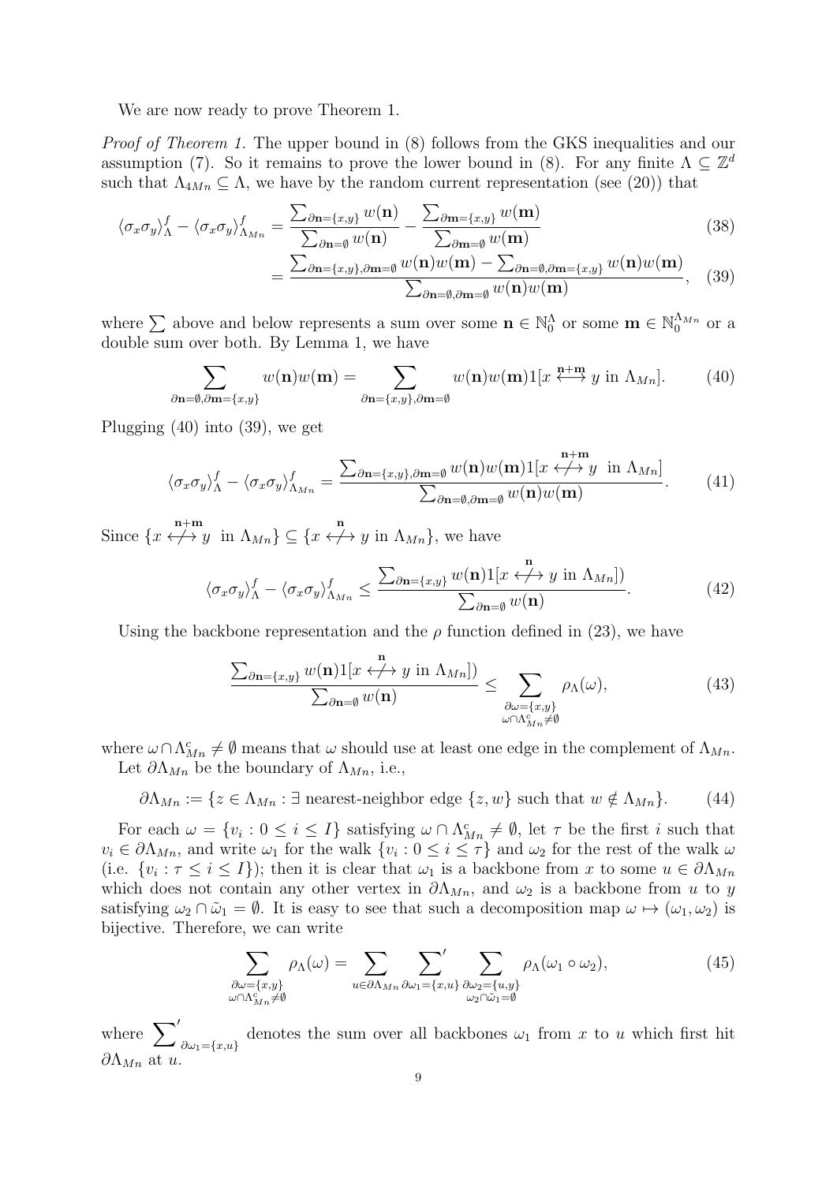We are now ready to prove Theorem 1.

*Proof of Theorem 1.* The upper bound in (8) follows from the GKS inequalities and our assumption (7). So it remains to prove the lower bound in (8). For any finite $\Lambda \subseteq \mathbb{Z}^d$ such that $\Lambda_{4Mn} \subseteq \Lambda$, we have by the random current representation (see (20)) that

$$\langle \sigma_x \sigma_y \rangle_\Lambda^f - \langle \sigma_x \sigma_y \rangle_{\Lambda_{Mn}}^f = \frac{\sum_{\partial \mathbf{n} = \{x,y\}} w(\mathbf{n})}{\sum_{\partial \mathbf{n} = \emptyset} w(\mathbf{n})} - \frac{\sum_{\partial \mathbf{m} = \{x,y\}} w(\mathbf{m})}{\sum_{\partial \mathbf{m} = \emptyset} w(\mathbf{m})} \tag{38}$$

$$= \frac{\sum_{\partial \mathbf{n} = \{x,y\}, \partial \mathbf{m} = \emptyset} w(\mathbf{n}) w(\mathbf{m}) - \sum_{\partial \mathbf{n} = \emptyset, \partial \mathbf{m} = \{x,y\}} w(\mathbf{n}) w(\mathbf{m})}{\sum_{\partial \mathbf{n} = \emptyset, \partial \mathbf{m} = \emptyset} w(\mathbf{n}) w(\mathbf{m})}, \tag{39}$$

where $\sum$ above and below represents a sum over some $\mathbf{n} \in \mathbb{N}_0^\Lambda$ or some $\mathbf{m} \in \mathbb{N}_0^{\Lambda_{Mn}}$ or a double sum over both. By Lemma 1, we have

$$\sum_{\partial \mathbf{n} = \emptyset, \partial \mathbf{m} = \{x,y\}} w(\mathbf{n}) w(\mathbf{m}) = \sum_{\partial \mathbf{n} = \{x,y\}, \partial \mathbf{m} = \emptyset} w(\mathbf{n}) w(\mathbf{m}) 1[x \overset{\mathbf{n}+\mathbf{m}}{\longleftrightarrow} y \text{ in } \Lambda_{Mn}]. \tag{40}$$

Plugging (40) into (39), we get

$$\langle \sigma_x \sigma_y \rangle_\Lambda^f - \langle \sigma_x \sigma_y \rangle_{\Lambda_{Mn}}^f = \frac{\sum_{\partial \mathbf{n} = \{x,y\}, \partial \mathbf{m} = \emptyset} w(\mathbf{n}) w(\mathbf{m}) 1[x \overset{\mathbf{n}+\mathbf{m}}{\not\longleftrightarrow} y \text{ in } \Lambda_{Mn}]}{\sum_{\partial \mathbf{n} = \emptyset, \partial \mathbf{m} = \emptyset} w(\mathbf{n}) w(\mathbf{m})}. \tag{41}$$

Since $\{x \overset{\mathbf{n}+\mathbf{m}}{\not\longleftrightarrow} y \text{ in } \Lambda_{Mn}\} \subseteq \{x \overset{\mathbf{n}}{\not\longleftrightarrow} y \text{ in } \Lambda_{Mn}\}$, we have

$$\langle \sigma_x \sigma_y \rangle_\Lambda^f - \langle \sigma_x \sigma_y \rangle_{\Lambda_{Mn}}^f \leq \frac{\sum_{\partial \mathbf{n} = \{x,y\}} w(\mathbf{n}) 1[x \overset{\mathbf{n}}{\not\longleftrightarrow} y \text{ in } \Lambda_{Mn}])}{\sum_{\partial \mathbf{n} = \emptyset} w(\mathbf{n})}. \tag{42}$$

Using the backbone representation and the $\rho$ function defined in (23), we have

$$\frac{\sum_{\partial \mathbf{n} = \{x,y\}} w(\mathbf{n}) 1[x \overset{\mathbf{n}}{\not\longleftrightarrow} y \text{ in } \Lambda_{Mn}])}{\sum_{\partial \mathbf{n} = \emptyset} w(\mathbf{n})} \leq \sum_{\substack{\partial \omega = \{x,y\} \\ \omega \cap \Lambda_{Mn}^c \neq \emptyset}} \rho_\Lambda(\omega), \tag{43}$$

where $\omega \cap \Lambda_{Mn}^c \neq \emptyset$ means that $\omega$ should use at least one edge in the complement of $\Lambda_{Mn}$.

Let $\partial \Lambda_{Mn}$ be the boundary of $\Lambda_{Mn}$, i.e.,

$$\partial \Lambda_{Mn} := \{z \in \Lambda_{Mn} : \exists \text{ nearest-neighbor edge } \{z, w\} \text{ such that } w \notin \Lambda_{Mn}\}. \tag{44}$$

For each $\omega = \{v_i : 0 \leq i \leq I\}$ satisfying $\omega \cap \Lambda_{Mn}^c \neq \emptyset$, let $\tau$ be the first $i$ such that $v_i \in \partial \Lambda_{Mn}$, and write $\omega_1$ for the walk $\{v_i : 0 \leq i \leq \tau\}$ and $\omega_2$ for the rest of the walk $\omega$ (i.e. $\{v_i : \tau \leq i \leq I\}$); then it is clear that $\omega_1$ is a backbone from $x$ to some $u \in \partial \Lambda_{Mn}$ which does not contain any other vertex in $\partial \Lambda_{Mn}$, and $\omega_2$ is a backbone from $u$ to $y$ satisfying $\omega_2 \cap \tilde{\omega}_1 = \emptyset$. It is easy to see that such a decomposition map $\omega \mapsto (\omega_1, \omega_2)$ is bijective. Therefore, we can write

$$\sum_{\substack{\partial \omega = \{x,y\} \\ \omega \cap \Lambda_{Mn}^c \neq \emptyset}} \rho_\Lambda(\omega) = \sum_{u \in \partial \Lambda_{Mn}} \sideset{}{'}\sum_{\partial \omega_1 = \{x,u\}} \sum_{\substack{\partial \omega_2 = \{u,y\} \\ \omega_2 \cap \tilde{\omega}_1 = \emptyset}} \rho_\Lambda(\omega_1 \circ \omega_2), \tag{45}$$

where $\sideset{}{'}\sum_{\partial \omega_1 = \{x,u\}}$ denotes the sum over all backbones $\omega_1$ from $x$ to $u$ which first hit $\partial \Lambda_{Mn}$ at $u$.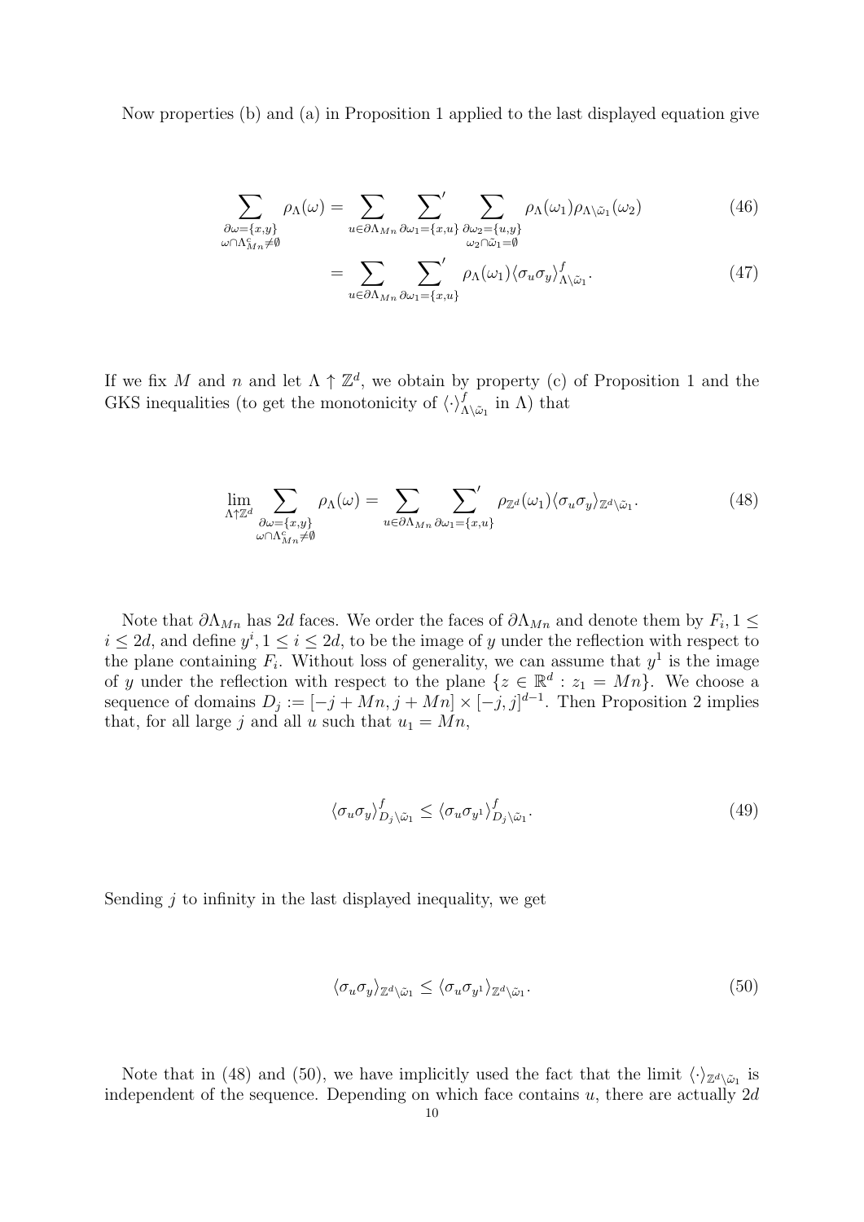Now properties (b) and (a) in Proposition 1 applied to the last displayed equation give

$$\sum_{\substack{\partial\omega=\{x,y\}\\ \omega\cap\Lambda_{Mn}^c\neq\emptyset}} \rho_\Lambda(\omega) = \sum_{u\in\partial\Lambda_{Mn}} \sideset{}{'}\sum_{\partial\omega_1=\{x,u\}} \sum_{\substack{\partial\omega_2=\{u,y\}\\ \omega_2\cap\tilde{\omega}_1=\emptyset}} \rho_\Lambda(\omega_1)\rho_{\Lambda\setminus\tilde{\omega}_1}(\omega_2) \tag{46}$$

$$= \sum_{u\in\partial\Lambda_{Mn}} \sideset{}{'}\sum_{\partial\omega_1=\{x,u\}} \rho_\Lambda(\omega_1)\langle\sigma_u\sigma_y\rangle^f_{\Lambda\setminus\tilde{\omega}_1}. \tag{47}$$

If we fix $M$ and $n$ and let $\Lambda\uparrow\mathbb{Z}^d$, we obtain by property (c) of Proposition 1 and the GKS inequalities (to get the monotonicity of $\langle\cdot\rangle^f_{\Lambda\setminus\tilde{\omega}_1}$ in $\Lambda$) that

$$\lim_{\Lambda\uparrow\mathbb{Z}^d} \sum_{\substack{\partial\omega=\{x,y\}\\ \omega\cap\Lambda_{Mn}^c\neq\emptyset}} \rho_\Lambda(\omega) = \sum_{u\in\partial\Lambda_{Mn}} \sideset{}{'}\sum_{\partial\omega_1=\{x,u\}} \rho_{\mathbb{Z}^d}(\omega_1)\langle\sigma_u\sigma_y\rangle_{\mathbb{Z}^d\setminus\tilde{\omega}_1}. \tag{48}$$

Note that $\partial\Lambda_{Mn}$ has $2d$ faces. We order the faces of $\partial\Lambda_{Mn}$ and denote them by $F_i, 1\leq i\leq 2d$, and define $y^i, 1\leq i\leq 2d$, to be the image of $y$ under the reflection with respect to the plane containing $F_i$. Without loss of generality, we can assume that $y^1$ is the image of $y$ under the reflection with respect to the plane $\{z\in\mathbb{R}^d : z_1 = Mn\}$. We choose a sequence of domains $D_j := [-j+Mn, j+Mn]\times[-j,j]^{d-1}$. Then Proposition 2 implies that, for all large $j$ and all $u$ such that $u_1 = Mn$,

$$\langle\sigma_u\sigma_y\rangle^f_{D_j\setminus\tilde{\omega}_1} \leq \langle\sigma_u\sigma_{y^1}\rangle^f_{D_j\setminus\tilde{\omega}_1}. \tag{49}$$

Sending $j$ to infinity in the last displayed inequality, we get

$$\langle\sigma_u\sigma_y\rangle_{\mathbb{Z}^d\setminus\tilde{\omega}_1} \leq \langle\sigma_u\sigma_{y^1}\rangle_{\mathbb{Z}^d\setminus\tilde{\omega}_1}. \tag{50}$$

Note that in (48) and (50), we have implicitly used the fact that the limit $\langle\cdot\rangle_{\mathbb{Z}^d\setminus\tilde{\omega}_1}$ is independent of the sequence. Depending on which face contains $u$, there are actually $2d$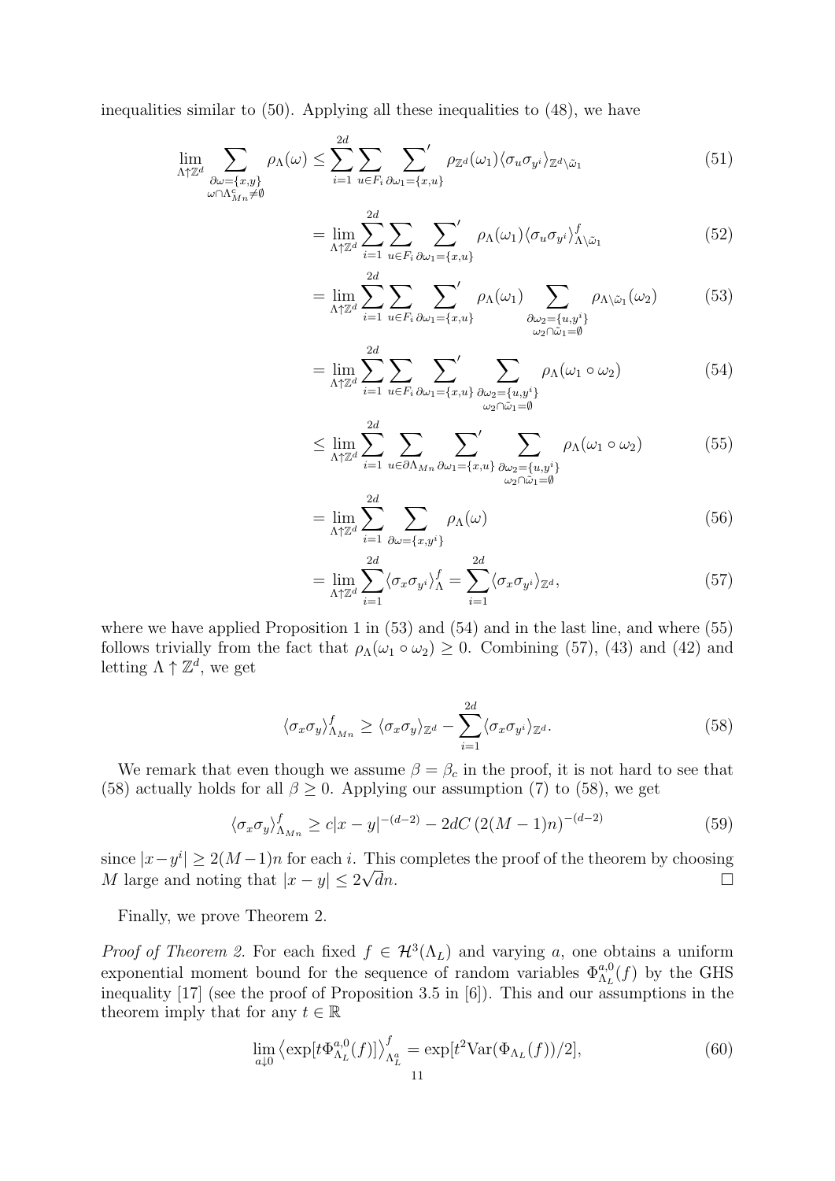inequalities similar to (50). Applying all these inequalities to (48), we have

$$\lim_{\Lambda\uparrow\mathbb{Z}^d} \sum_{\substack{\partial\omega=\{x,y\}\\ \omega\cap\Lambda_{Mn}^c\neq\emptyset}} \rho_\Lambda(\omega) \le \sum_{i=1}^{2d}\sum_{u\in F_i}\sum_{\partial\omega_1=\{x,u\}}{}' \rho_{\mathbb{Z}^d}(\omega_1)\langle\sigma_u\sigma_{y^i}\rangle_{\mathbb{Z}^d\setminus\tilde{\omega}_1} \tag{51}$$

$$= \lim_{\Lambda\uparrow\mathbb{Z}^d}\sum_{i=1}^{2d}\sum_{u\in F_i}\sum_{\partial\omega_1=\{x,u\}}{}' \rho_\Lambda(\omega_1)\langle\sigma_u\sigma_{y^i}\rangle^f_{\Lambda\setminus\tilde{\omega}_1} \tag{52}$$

$$= \lim_{\Lambda\uparrow\mathbb{Z}^d}\sum_{i=1}^{2d}\sum_{u\in F_i}\sum_{\partial\omega_1=\{x,u\}}{}' \rho_\Lambda(\omega_1)\sum_{\substack{\partial\omega_2=\{u,y^i\}\\ \omega_2\cap\tilde{\omega}_1=\emptyset}}\rho_{\Lambda\setminus\tilde{\omega}_1}(\omega_2) \tag{53}$$

$$= \lim_{\Lambda\uparrow\mathbb{Z}^d}\sum_{i=1}^{2d}\sum_{u\in F_i}\sum_{\partial\omega_1=\{x,u\}}{}' \sum_{\substack{\partial\omega_2=\{u,y^i\}\\ \omega_2\cap\tilde{\omega}_1=\emptyset}}\rho_\Lambda(\omega_1\circ\omega_2) \tag{54}$$

$$\le \lim_{\Lambda\uparrow\mathbb{Z}^d}\sum_{i=1}^{2d}\sum_{u\in\partial\Lambda_{Mn}}\sum_{\partial\omega_1=\{x,u\}}{}' \sum_{\substack{\partial\omega_2=\{u,y^i\}\\ \omega_2\cap\tilde{\omega}_1=\emptyset}}\rho_\Lambda(\omega_1\circ\omega_2) \tag{55}$$

$$= \lim_{\Lambda\uparrow\mathbb{Z}^d}\sum_{i=1}^{2d}\sum_{\partial\omega=\{x,y^i\}}\rho_\Lambda(\omega) \tag{56}$$

$$= \lim_{\Lambda\uparrow\mathbb{Z}^d}\sum_{i=1}^{2d}\langle\sigma_x\sigma_{y^i}\rangle^f_\Lambda = \sum_{i=1}^{2d}\langle\sigma_x\sigma_{y^i}\rangle_{\mathbb{Z}^d}, \tag{57}$$

where we have applied Proposition 1 in (53) and (54) and in the last line, and where (55) follows trivially from the fact that $\rho_\Lambda(\omega_1\circ\omega_2)\ge 0$. Combining (57), (43) and (42) and letting $\Lambda\uparrow\mathbb{Z}^d$, we get

$$\langle\sigma_x\sigma_y\rangle^f_{\Lambda_{Mn}} \ge \langle\sigma_x\sigma_y\rangle_{\mathbb{Z}^d} - \sum_{i=1}^{2d}\langle\sigma_x\sigma_{y^i}\rangle_{\mathbb{Z}^d}. \tag{58}$$

We remark that even though we assume $\beta=\beta_c$ in the proof, it is not hard to see that (58) actually holds for all $\beta\ge 0$. Applying our assumption (7) to (58), we get

$$\langle\sigma_x\sigma_y\rangle^f_{\Lambda_{Mn}} \ge c|x-y|^{-(d-2)} - 2dC\left(2(M-1)n\right)^{-(d-2)} \tag{59}$$

since $|x-y^i|\ge 2(M-1)n$ for each $i$. This completes the proof of the theorem by choosing $M$ large and noting that $|x-y|\le 2\sqrt{d}n$. □

Finally, we prove Theorem 2.

*Proof of Theorem 2.* For each fixed $f\in\mathcal{H}^3(\Lambda_L)$ and varying $a$, one obtains a uniform exponential moment bound for the sequence of random variables $\Phi^{a,0}_{\Lambda_L}(f)$ by the GHS inequality [17] (see the proof of Proposition 3.5 in [6]). This and our assumptions in the theorem imply that for any $t\in\mathbb{R}$

$$\lim_{a\downarrow 0}\left\langle\exp[t\Phi^{a,0}_{\Lambda_L}(f)]\right\rangle^f_{\Lambda^a_L} = \exp[t^2\mathrm{Var}(\Phi_{\Lambda_L}(f))/2], \tag{60}$$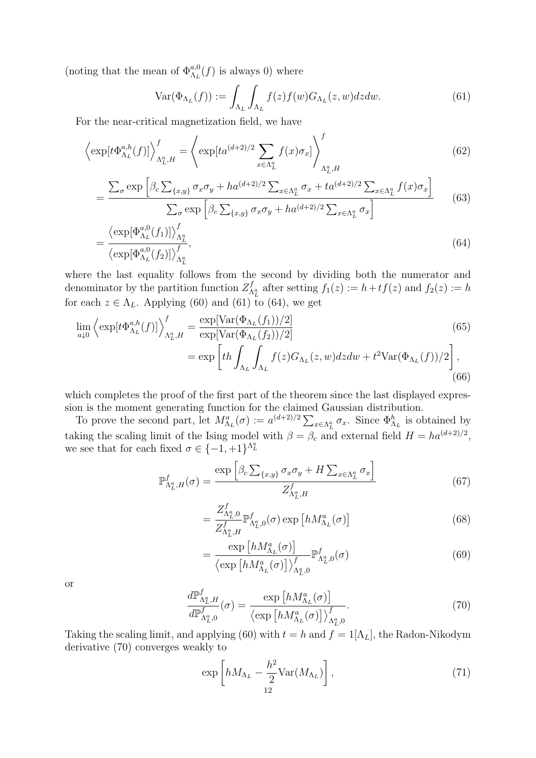(noting that the mean of $\Phi^{a,0}_{\Lambda_L}(f)$ is always 0) where

$$\mathrm{Var}(\Phi_{\Lambda_L}(f)) := \int_{\Lambda_L}\int_{\Lambda_L} f(z)f(w)G_{\Lambda_L}(z,w)dzdw. \tag{61}$$

For the near-critical magnetization field, we have

$$\left\langle \exp[t\Phi^{a,h}_{\Lambda_L}(f)]\right\rangle^f_{\Lambda^a_L,H} = \left\langle \exp[ta^{(d+2)/2}\sum_{x\in\Lambda^a_L} f(x)\sigma_x]\right\rangle^f_{\Lambda^a_L,H} \tag{62}$$

$$= \frac{\sum_\sigma \exp\left[\beta_c\sum_{\{x,y\}}\sigma_x\sigma_y + ha^{(d+2)/2}\sum_{x\in\Lambda^a_L}\sigma_x + ta^{(d+2)/2}\sum_{x\in\Lambda^a_L} f(x)\sigma_x\right]}{\sum_\sigma \exp\left[\beta_c\sum_{\{x,y\}}\sigma_x\sigma_y + ha^{(d+2)/2}\sum_{x\in\Lambda^a_L}\sigma_x\right]} \tag{63}$$

$$= \frac{\left\langle \exp[\Phi^{a,0}_{\Lambda_L}(f_1)]\right\rangle^f_{\Lambda^a_L}}{\left\langle \exp[\Phi^{a,0}_{\Lambda_L}(f_2)]\right\rangle^f_{\Lambda^a_L}}, \tag{64}$$

where the last equality follows from the second by dividing both the numerator and denominator by the partition function $Z^f_{\Lambda^a_L}$ after setting $f_1(z) := h + tf(z)$ and $f_2(z) := h$ for each $z \in \Lambda_L$. Applying (60) and (61) to (64), we get

$$\lim_{a\downarrow 0}\left\langle \exp[t\Phi^{a,h}_{\Lambda_L}(f)]\right\rangle^f_{\Lambda^a_L,H} = \frac{\exp[\mathrm{Var}(\Phi_{\Lambda_L}(f_1))/2]}{\exp[\mathrm{Var}(\Phi_{\Lambda_L}(f_2))/2]} \tag{65}$$

$$= \exp\left[th\int_{\Lambda_L}\int_{\Lambda_L} f(z)G_{\Lambda_L}(z,w)dzdw + t^2\mathrm{Var}(\Phi_{\Lambda_L}(f))/2\right], \tag{66}$$

which completes the proof of the first part of the theorem since the last displayed expression is the moment generating function for the claimed Gaussian distribution.

To prove the second part, let $M^a_{\Lambda_L}(\sigma) := a^{(d+2)/2}\sum_{x\in\Lambda^a_L}\sigma_x$. Since $\Phi^h_{\Lambda_L}$ is obtained by taking the scaling limit of the Ising model with $\beta = \beta_c$ and external field $H = ha^{(d+2)/2}$, we see that for each fixed $\sigma \in \{-1,+1\}^{\Lambda^a_L}$

$$\mathbb{P}^f_{\Lambda^a_L,H}(\sigma) = \frac{\exp\left[\beta_c\sum_{\{x,y\}}\sigma_x\sigma_y + H\sum_{x\in\Lambda^a_L}\sigma_x\right]}{Z^f_{\Lambda^a_L,H}} \tag{67}$$

$$= \frac{Z^f_{\Lambda^a_L,0}}{Z^f_{\Lambda^a_L,H}}\mathbb{P}^f_{\Lambda^a_L,0}(\sigma)\exp\left[hM^a_{\Lambda_L}(\sigma)\right] \tag{68}$$

$$= \frac{\exp\left[hM^a_{\Lambda_L}(\sigma)\right]}{\left\langle \exp\left[hM^a_{\Lambda_L}(\sigma)\right]\right\rangle^f_{\Lambda^a_L,0}}\mathbb{P}^f_{\Lambda^a_L,0}(\sigma) \tag{69}$$

or

$$\frac{d\mathbb{P}^f_{\Lambda^a_L,H}}{d\mathbb{P}^f_{\Lambda^a_L,0}}(\sigma) = \frac{\exp\left[hM^a_{\Lambda_L}(\sigma)\right]}{\left\langle \exp\left[hM^a_{\Lambda_L}(\sigma)\right]\right\rangle^f_{\Lambda^a_L,0}}. \tag{70}$$

Taking the scaling limit, and applying (60) with $t = h$ and $f = 1[\Lambda_L]$, the Radon-Nikodym derivative (70) converges weakly to

$$\exp\left[hM_{\Lambda_L} - \frac{h^2}{2}\mathrm{Var}(M_{\Lambda_L})\right], \tag{71}$$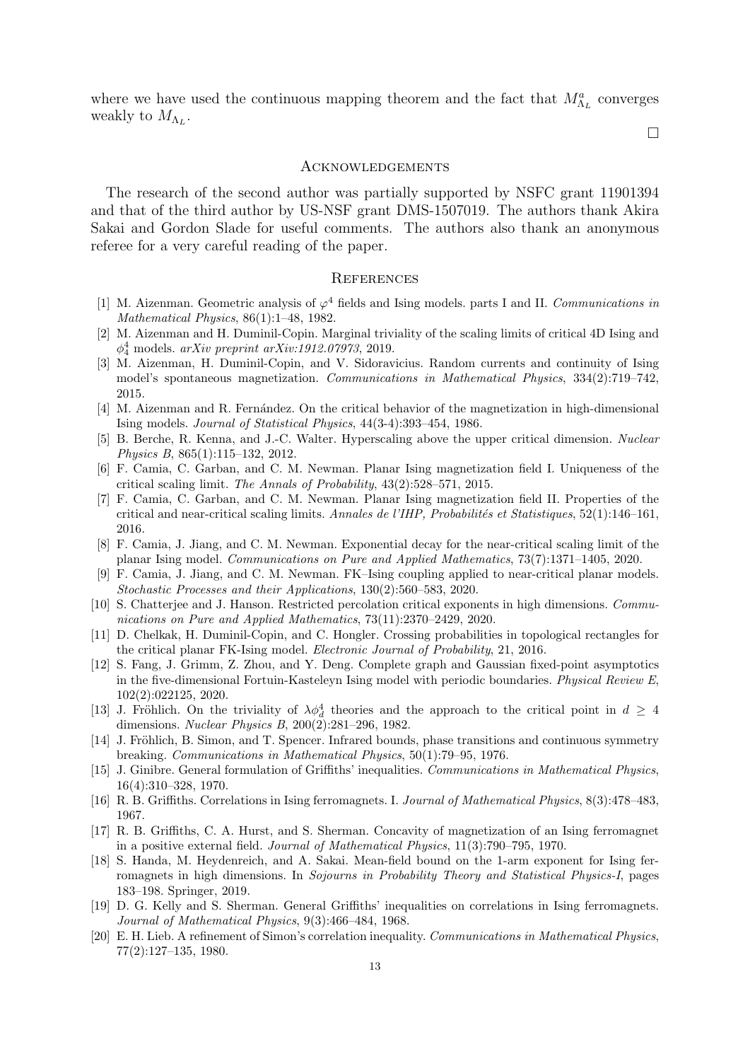where we have used the continuous mapping theorem and the fact that $M^a_{\Lambda_L}$ converges weakly to $M_{\Lambda_L}$.

$\square$

## Acknowledgements

The research of the second author was partially supported by NSFC grant 11901394 and that of the third author by US-NSF grant DMS-1507019. The authors thank Akira Sakai and Gordon Slade for useful comments. The authors also thank an anonymous referee for a very careful reading of the paper.

## References

[1] M. Aizenman. Geometric analysis of $\varphi^4$ fields and Ising models. parts I and II. *Communications in Mathematical Physics*, 86(1):1–48, 1982.

[2] M. Aizenman and H. Duminil-Copin. Marginal triviality of the scaling limits of critical 4D Ising and $\phi^4_4$ models. *arXiv preprint arXiv:1912.07973*, 2019.

[3] M. Aizenman, H. Duminil-Copin, and V. Sidoravicius. Random currents and continuity of Ising model's spontaneous magnetization. *Communications in Mathematical Physics*, 334(2):719–742, 2015.

[4] M. Aizenman and R. Fernández. On the critical behavior of the magnetization in high-dimensional Ising models. *Journal of Statistical Physics*, 44(3-4):393–454, 1986.

[5] B. Berche, R. Kenna, and J.-C. Walter. Hyperscaling above the upper critical dimension. *Nuclear Physics B*, 865(1):115–132, 2012.

[6] F. Camia, C. Garban, and C. M. Newman. Planar Ising magnetization field I. Uniqueness of the critical scaling limit. *The Annals of Probability*, 43(2):528–571, 2015.

[7] F. Camia, C. Garban, and C. M. Newman. Planar Ising magnetization field II. Properties of the critical and near-critical scaling limits. *Annales de l'IHP, Probabilités et Statistiques*, 52(1):146–161, 2016.

[8] F. Camia, J. Jiang, and C. M. Newman. Exponential decay for the near-critical scaling limit of the planar Ising model. *Communications on Pure and Applied Mathematics*, 73(7):1371–1405, 2020.

[9] F. Camia, J. Jiang, and C. M. Newman. FK–Ising coupling applied to near-critical planar models. *Stochastic Processes and their Applications*, 130(2):560–583, 2020.

[10] S. Chatterjee and J. Hanson. Restricted percolation critical exponents in high dimensions. *Communications on Pure and Applied Mathematics*, 73(11):2370–2429, 2020.

[11] D. Chelkak, H. Duminil-Copin, and C. Hongler. Crossing probabilities in topological rectangles for the critical planar FK-Ising model. *Electronic Journal of Probability*, 21, 2016.

[12] S. Fang, J. Grimm, Z. Zhou, and Y. Deng. Complete graph and Gaussian fixed-point asymptotics in the five-dimensional Fortuin-Kasteleyn Ising model with periodic boundaries. *Physical Review E*, 102(2):022125, 2020.

[13] J. Fröhlich. On the triviality of $\lambda\phi^4_d$ theories and the approach to the critical point in $d \geq 4$ dimensions. *Nuclear Physics B*, 200(2):281–296, 1982.

[14] J. Fröhlich, B. Simon, and T. Spencer. Infrared bounds, phase transitions and continuous symmetry breaking. *Communications in Mathematical Physics*, 50(1):79–95, 1976.

[15] J. Ginibre. General formulation of Griffiths' inequalities. *Communications in Mathematical Physics*, 16(4):310–328, 1970.

[16] R. B. Griffiths. Correlations in Ising ferromagnets. I. *Journal of Mathematical Physics*, 8(3):478–483, 1967.

[17] R. B. Griffiths, C. A. Hurst, and S. Sherman. Concavity of magnetization of an Ising ferromagnet in a positive external field. *Journal of Mathematical Physics*, 11(3):790–795, 1970.

[18] S. Handa, M. Heydenreich, and A. Sakai. Mean-field bound on the 1-arm exponent for Ising ferromagnets in high dimensions. In *Sojourns in Probability Theory and Statistical Physics-I*, pages 183–198. Springer, 2019.

[19] D. G. Kelly and S. Sherman. General Griffiths' inequalities on correlations in Ising ferromagnets. *Journal of Mathematical Physics*, 9(3):466–484, 1968.

[20] E. H. Lieb. A refinement of Simon's correlation inequality. *Communications in Mathematical Physics*, 77(2):127–135, 1980.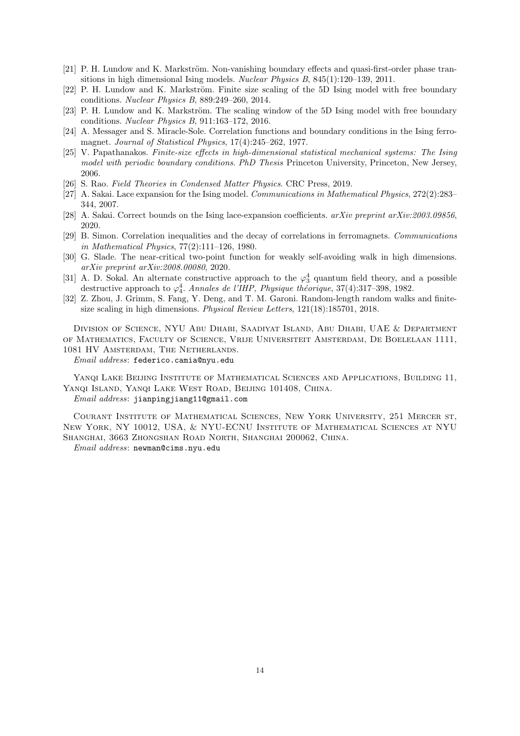[21] P. H. Lundow and K. Markström. Non-vanishing boundary effects and quasi-first-order phase transitions in high dimensional Ising models. *Nuclear Physics B*, 845(1):120–139, 2011.

[22] P. H. Lundow and K. Markström. Finite size scaling of the 5D Ising model with free boundary conditions. *Nuclear Physics B*, 889:249–260, 2014.

[23] P. H. Lundow and K. Markström. The scaling window of the 5D Ising model with free boundary conditions. *Nuclear Physics B*, 911:163–172, 2016.

[24] A. Messager and S. Miracle-Sole. Correlation functions and boundary conditions in the Ising ferromagnet. *Journal of Statistical Physics*, 17(4):245–262, 1977.

[25] V. Papathanakos. *Finite-size effects in high-dimensional statistical mechanical systems: The Ising model with periodic boundary conditions*. *PhD Thesis* Princeton University, Princeton, New Jersey, 2006.

[26] S. Rao. *Field Theories in Condensed Matter Physics*. CRC Press, 2019.

[27] A. Sakai. Lace expansion for the Ising model. *Communications in Mathematical Physics*, 272(2):283–344, 2007.

[28] A. Sakai. Correct bounds on the Ising lace-expansion coefficients. *arXiv preprint arXiv:2003.09856*, 2020.

[29] B. Simon. Correlation inequalities and the decay of correlations in ferromagnets. *Communications in Mathematical Physics*, 77(2):111–126, 1980.

[30] G. Slade. The near-critical two-point function for weakly self-avoiding walk in high dimensions. *arXiv preprint arXiv:2008.00080*, 2020.

[31] A. D. Sokal. An alternate constructive approach to the $\varphi_3^4$ quantum field theory, and a possible destructive approach to $\varphi_4^4$. *Annales de l'IHP, Physique théorique*, 37(4):317–398, 1982.

[32] Z. Zhou, J. Grimm, S. Fang, Y. Deng, and T. M. Garoni. Random-length random walks and finite-size scaling in high dimensions. *Physical Review Letters*, 121(18):185701, 2018.

Division of Science, NYU Abu Dhabi, Saadiyat Island, Abu Dhabi, UAE & Department of Mathematics, Faculty of Science, Vrije Universiteit Amsterdam, De Boelelaan 1111, 1081 HV Amsterdam, The Netherlands.
*Email address*: federico.camia@nyu.edu

Yanqi Lake Beijing Institute of Mathematical Sciences and Applications, Building 11, Yanqi Island, Yanqi Lake West Road, Beijing 101408, China.
*Email address*: jianpingjiang11@gmail.com

Courant Institute of Mathematical Sciences, New York University, 251 Mercer st, New York, NY 10012, USA, & NYU-ECNU Institute of Mathematical Sciences at NYU Shanghai, 3663 Zhongshan Road North, Shanghai 200062, China.
*Email address*: newman@cims.nyu.edu